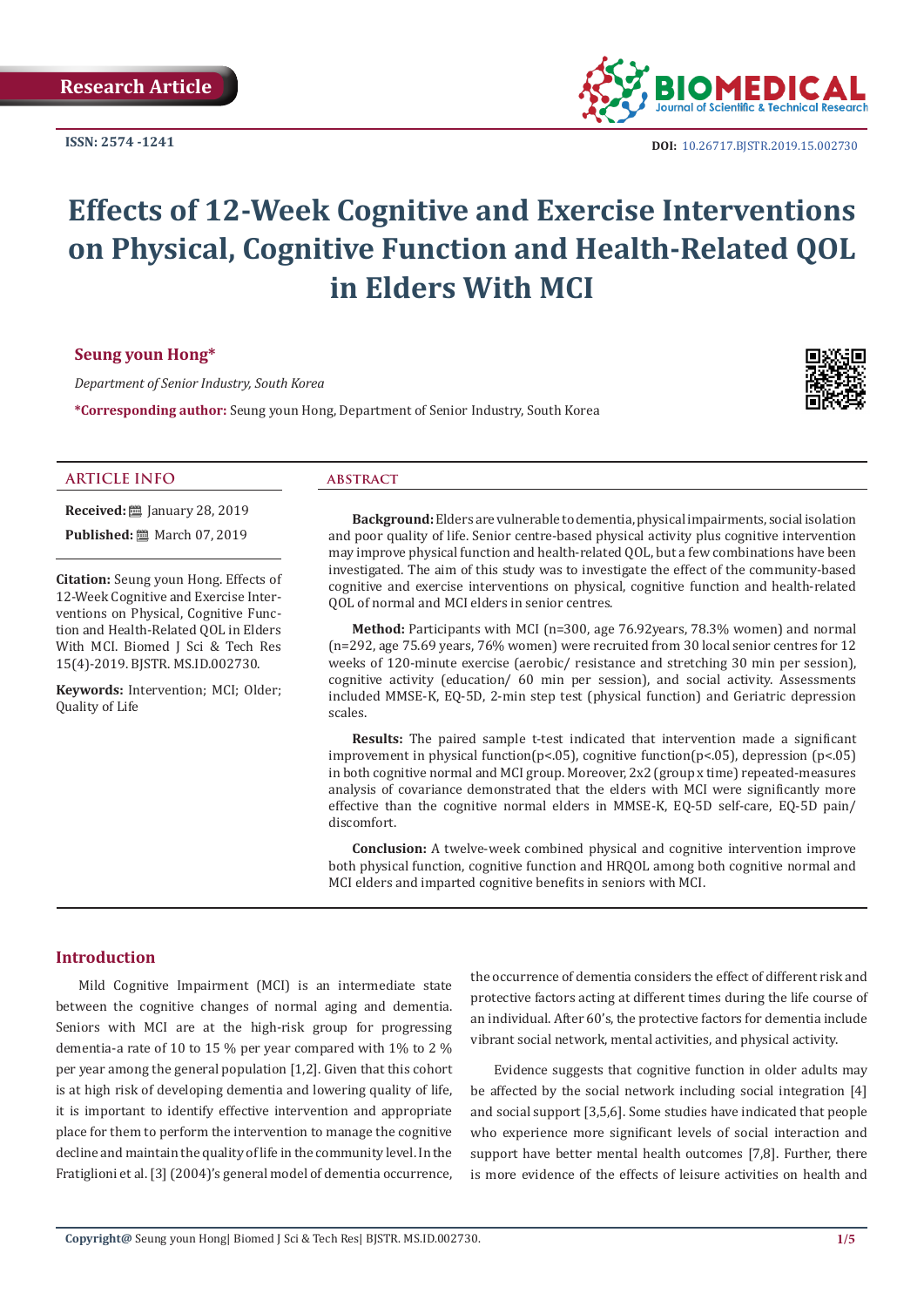Research Article

ISSN: 2574 -1241

DOI: 10.26717.BJSTR.2019.15.002730

# Effects of 12-Week Cognitive and Exercise Interventions on Physical, Cognitive Function and Health-Related QOL in Elders With MCI

**Seung youn Hong***

*Department of Senior Industry, South Korea*

***Corresponding author:** Seung youn Hong, Department of Senior Industry, South Korea

## ARTICLE INFO

**Received:** January 28, 2019

**Published:** March 07, 2019

**Citation:** Seung youn Hong. Effects of 12-Week Cognitive and Exercise Interventions on Physical, Cognitive Function and Health-Related QOL in Elders With MCI. Biomed J Sci & Tech Res 15(4)-2019. BJSTR. MS.ID.002730.

**Keywords:** Intervention; MCI; Older; Quality of Life

## ABSTRACT

**Background:** Elders are vulnerable to dementia, physical impairments, social isolation and poor quality of life. Senior centre-based physical activity plus cognitive intervention may improve physical function and health-related QOL, but a few combinations have been investigated. The aim of this study was to investigate the effect of the community-based cognitive and exercise interventions on physical, cognitive function and health-related QOL of normal and MCI elders in senior centres.

**Method:** Participants with MCI (n=300, age 76.92years, 78.3% women) and normal (n=292, age 75.69 years, 76% women) were recruited from 30 local senior centres for 12 weeks of 120-minute exercise (aerobic/ resistance and stretching 30 min per session), cognitive activity (education/ 60 min per session), and social activity. Assessments included MMSE-K, EQ-5D, 2-min step test (physical function) and Geriatric depression scales.

**Results:** The paired sample t-test indicated that intervention made a significant improvement in physical function($p<.05$), cognitive function($p<.05$), depression ($p<.05$) in both cognitive normal and MCI group. Moreover, 2x2 (group x time) repeated-measures analysis of covariance demonstrated that the elders with MCI were significantly more effective than the cognitive normal elders in MMSE-K, EQ-5D self-care, EQ-5D pain/ discomfort.

**Conclusion:** A twelve-week combined physical and cognitive intervention improve both physical function, cognitive function and HRQOL among both cognitive normal and MCI elders and imparted cognitive benefits in seniors with MCI.

## Introduction

Mild Cognitive Impairment (MCI) is an intermediate state between the cognitive changes of normal aging and dementia. Seniors with MCI are at the high-risk group for progressing dementia-a rate of 10 to 15 % per year compared with 1% to 2 % per year among the general population [1,2]. Given that this cohort is at high risk of developing dementia and lowering quality of life, it is important to identify effective intervention and appropriate place for them to perform the intervention to manage the cognitive decline and maintain the quality of life in the community level. In the Fratiglioni et al. [3] (2004)'s general model of dementia occurrence, the occurrence of dementia considers the effect of different risk and protective factors acting at different times during the life course of an individual. After 60's, the protective factors for dementia include vibrant social network, mental activities, and physical activity.

Evidence suggests that cognitive function in older adults may be affected by the social network including social integration [4] and social support [3,5,6]. Some studies have indicated that people who experience more significant levels of social interaction and support have better mental health outcomes [7,8]. Further, there is more evidence of the effects of leisure activities on health and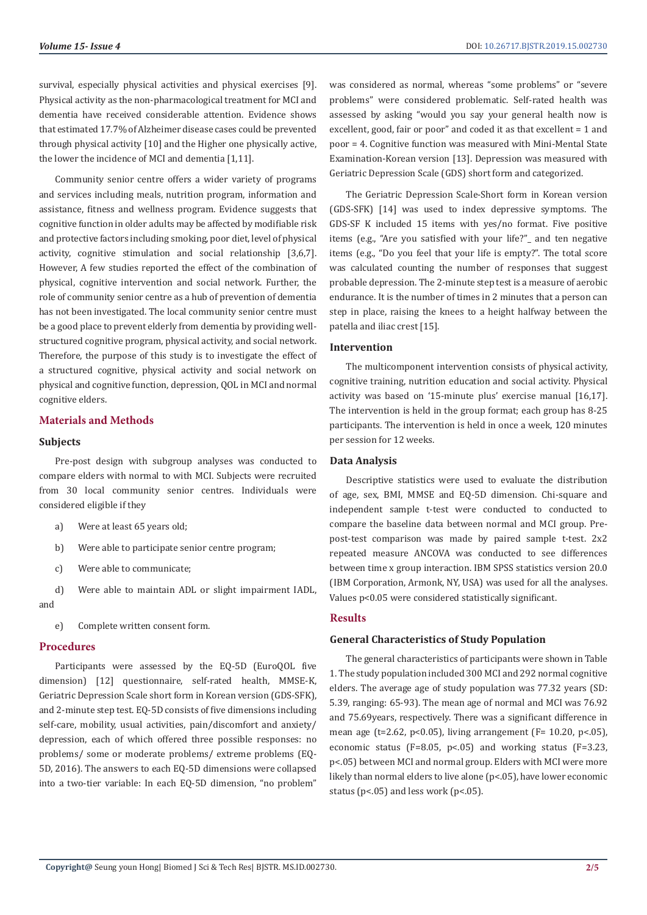survival, especially physical activities and physical exercises [9]. Physical activity as the non-pharmacological treatment for MCI and dementia have received considerable attention. Evidence shows that estimated 17.7% of Alzheimer disease cases could be prevented through physical activity [10] and the Higher one physically active, the lower the incidence of MCI and dementia [1,11].

Community senior centre offers a wider variety of programs and services including meals, nutrition program, information and assistance, fitness and wellness program. Evidence suggests that cognitive function in older adults may be affected by modifiable risk and protective factors including smoking, poor diet, level of physical activity, cognitive stimulation and social relationship [3,6,7]. However, A few studies reported the effect of the combination of physical, cognitive intervention and social network. Further, the role of community senior centre as a hub of prevention of dementia has not been investigated. The local community senior centre must be a good place to prevent elderly from dementia by providing well-structured cognitive program, physical activity, and social network. Therefore, the purpose of this study is to investigate the effect of a structured cognitive, physical activity and social network on physical and cognitive function, depression, QOL in MCI and normal cognitive elders.

## Materials and Methods

### Subjects

Pre-post design with subgroup analyses was conducted to compare elders with normal to with MCI. Subjects were recruited from 30 local community senior centres. Individuals were considered eligible if they

a) Were at least 65 years old;

b) Were able to participate senior centre program;

c) Were able to communicate;

d) Were able to maintain ADL or slight impairment IADL, and

e) Complete written consent form.

## Procedures

Participants were assessed by the EQ-5D (EuroQOL five dimension) [12] questionnaire, self-rated health, MMSE-K, Geriatric Depression Scale short form in Korean version (GDS-SFK), and 2-minute step test. EQ-5D consists of five dimensions including self-care, mobility, usual activities, pain/discomfort and anxiety/depression, each of which offered three possible responses: no problems/ some or moderate problems/ extreme problems (EQ-5D, 2016). The answers to each EQ-5D dimensions were collapsed into a two-tier variable: In each EQ-5D dimension, "no problem" was considered as normal, whereas "some problems" or "severe problems" were considered problematic. Self-rated health was assessed by asking "would you say your general health now is excellent, good, fair or poor" and coded it as that excellent = 1 and poor = 4. Cognitive function was measured with Mini-Mental State Examination-Korean version [13]. Depression was measured with Geriatric Depression Scale (GDS) short form and categorized.

The Geriatric Depression Scale-Short form in Korean version (GDS-SFK) [14] was used to index depressive symptoms. The GDS-SF K included 15 items with yes/no format. Five positive items (e.g., "Are you satisfied with your life?"_ and ten negative items (e.g., "Do you feel that your life is empty?". The total score was calculated counting the number of responses that suggest probable depression. The 2-minute step test is a measure of aerobic endurance. It is the number of times in 2 minutes that a person can step in place, raising the knees to a height halfway between the patella and iliac crest [15].

### Intervention

The multicomponent intervention consists of physical activity, cognitive training, nutrition education and social activity. Physical activity was based on '15-minute plus' exercise manual [16,17]. The intervention is held in the group format; each group has 8-25 participants. The intervention is held in once a week, 120 minutes per session for 12 weeks.

### Data Analysis

Descriptive statistics were used to evaluate the distribution of age, sex, BMI, MMSE and EQ-5D dimension. Chi-square and independent sample t-test were conducted to conducted to compare the baseline data between normal and MCI group. Pre-post-test comparison was made by paired sample t-test. 2x2 repeated measure ANCOVA was conducted to see differences between time x group interaction. IBM SPSS statistics version 20.0 (IBM Corporation, Armonk, NY, USA) was used for all the analyses. Values $p<0.05$ were considered statistically significant.

## Results

### General Characteristics of Study Population

The general characteristics of participants were shown in Table 1. The study population included 300 MCI and 292 normal cognitive elders. The average age of study population was 77.32 years (SD: 5.39, ranging: 65-93). The mean age of normal and MCI was 76.92 and 75.69years, respectively. There was a significant difference in mean age ($t=2.62$, $p<0.05$), living arrangement ($F= 10.20$, $p<.05$), economic status ($F=8.05$, $p<.05$) and working status ($F=3.23$, $p<.05$) between MCI and normal group. Elders with MCI were more likely than normal elders to live alone ($p<.05$), have lower economic status ($p<.05$) and less work ($p<.05$).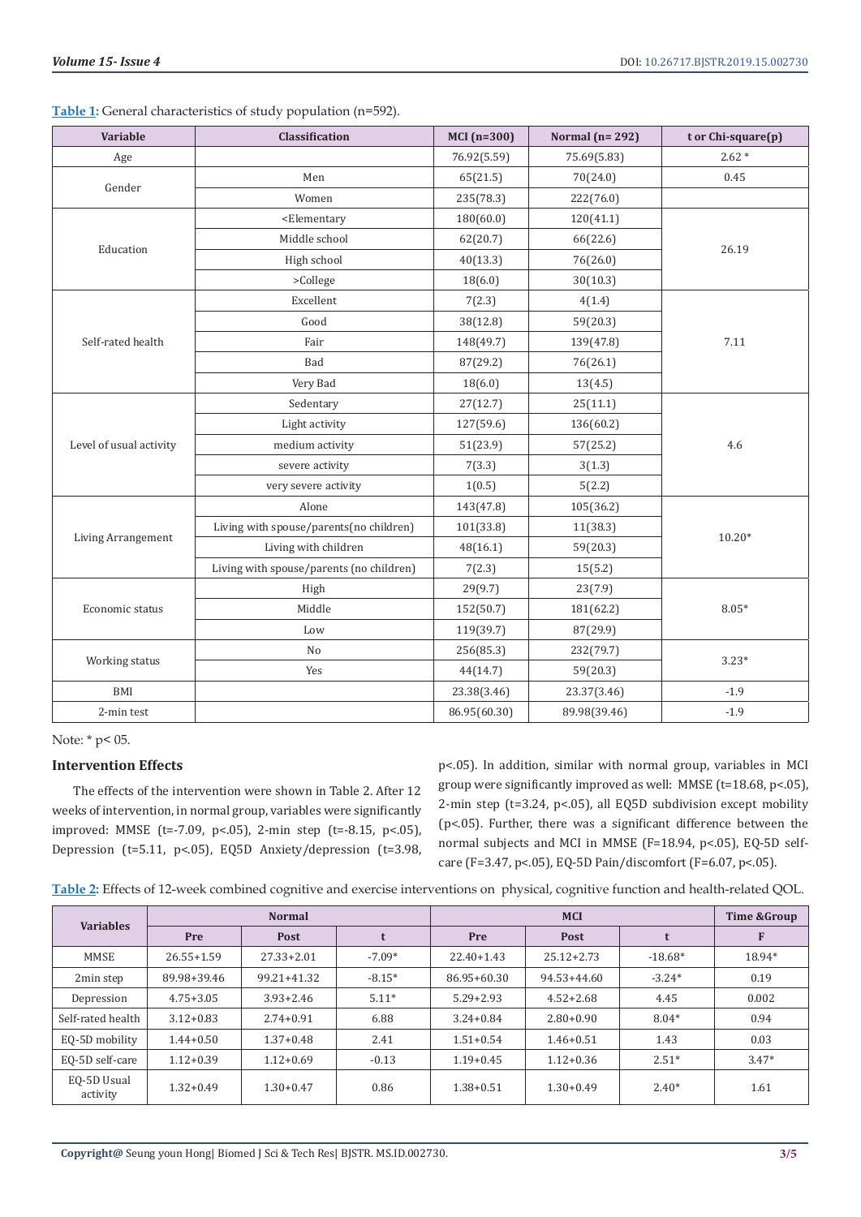**Table 1**: General characteristics of study population (n=592).

| Variable | Classification | MCI (n=300) | Normal (n= 292) | t or Chi-square(p) |
|---|---|---|---|---|
| Age | | 76.92(5.59) | 75.69(5.83) | 2.62 * |
| Gender | Men | 65(21.5) | 70(24.0) | 0.45 |
| | Women | 235(78.3) | 222(76.0) | |
| Education | <Elementary | 180(60.0) | 120(41.1) | 26.19 |
| | Middle school | 62(20.7) | 66(22.6) | |
| | High school | 40(13.3) | 76(26.0) | |
| | >College | 18(6.0) | 30(10.3) | |
| Self-rated health | Excellent | 7(2.3) | 4(1.4) | 7.11 |
| | Good | 38(12.8) | 59(20.3) | |
| | Fair | 148(49.7) | 139(47.8) | |
| | Bad | 87(29.2) | 76(26.1) | |
| | Very Bad | 18(6.0) | 13(4.5) | |
| Level of usual activity | Sedentary | 27(12.7) | 25(11.1) | 4.6 |
| | Light activity | 127(59.6) | 136(60.2) | |
| | medium activity | 51(23.9) | 57(25.2) | |
| | severe activity | 7(3.3) | 3(1.3) | |
| | very severe activity | 1(0.5) | 5(2.2) | |
| Living Arrangement | Alone | 143(47.8) | 105(36.2) | 10.20* |
| | Living with spouse/parents(no children) | 101(33.8) | 11(38.3) | |
| | Living with children | 48(16.1) | 59(20.3) | |
| | Living with spouse/parents (no children) | 7(2.3) | 15(5.2) | |
| Economic status | High | 29(9.7) | 23(7.9) | 8.05* |
| | Middle | 152(50.7) | 181(62.2) | |
| | Low | 119(39.7) | 87(29.9) | |
| Working status | No | 256(85.3) | 232(79.7) | 3.23* |
| | Yes | 44(14.7) | 59(20.3) | |
| BMI | | 23.38(3.46) | 23.37(3.46) | -1.9 |
| 2-min test | | 86.95(60.30) | 89.98(39.46) | -1.9 |

Note: * p< 05.

### Intervention Effects

The effects of the intervention were shown in Table 2. After 12 weeks of intervention, in normal group, variables were significantly improved: MMSE (t=-7.09, p<.05), 2-min step (t=-8.15, p<.05), Depression (t=5.11, p<.05), EQ5D Anxiety/depression (t=3.98, p<.05). In addition, similar with normal group, variables in MCI group were significantly improved as well: MMSE (t=18.68, p<.05), 2-min step (t=3.24, p<.05), all EQ5D subdivision except mobility (p<.05). Further, there was a significant difference between the normal subjects and MCI in MMSE (F=18.94, p<.05), EQ-5D self-care (F=3.47, p<.05), EQ-5D Pain/discomfort (F=6.07, p<.05).

**Table 2**: Effects of 12-week combined cognitive and exercise interventions on physical, cognitive function and health-related QOL.

| Variables | Normal | | | MCI | | | Time &Group |
|---|---|---|---|---|---|---|---|
| | Pre | Post | t | Pre | Post | t | F |
| MMSE | 26.55+1.59 | 27.33+2.01 | -7.09* | 22.40+1.43 | 25.12+2.73 | -18.68* | 18.94* |
| 2min step | 89.98+39.46 | 99.21+41.32 | -8.15* | 86.95+60.30 | 94.53+44.60 | -3.24* | 0.19 |
| Depression | 4.75+3.05 | 3.93+2.46 | 5.11* | 5.29+2.93 | 4.52+2.68 | 4.45 | 0.002 |
| Self-rated health | 3.12+0.83 | 2.74+0.91 | 6.88 | 3.24+0.84 | 2.80+0.90 | 8.04* | 0.94 |
| EQ-5D mobility | 1.44+0.50 | 1.37+0.48 | 2.41 | 1.51+0.54 | 1.46+0.51 | 1.43 | 0.03 |
| EQ-5D self-care | 1.12+0.39 | 1.12+0.69 | -0.13 | 1.19+0.45 | 1.12+0.36 | 2.51* | 3.47* |
| EQ-5D Usual activity | 1.32+0.49 | 1.30+0.47 | 0.86 | 1.38+0.51 | 1.30+0.49 | 2.40* | 1.61 |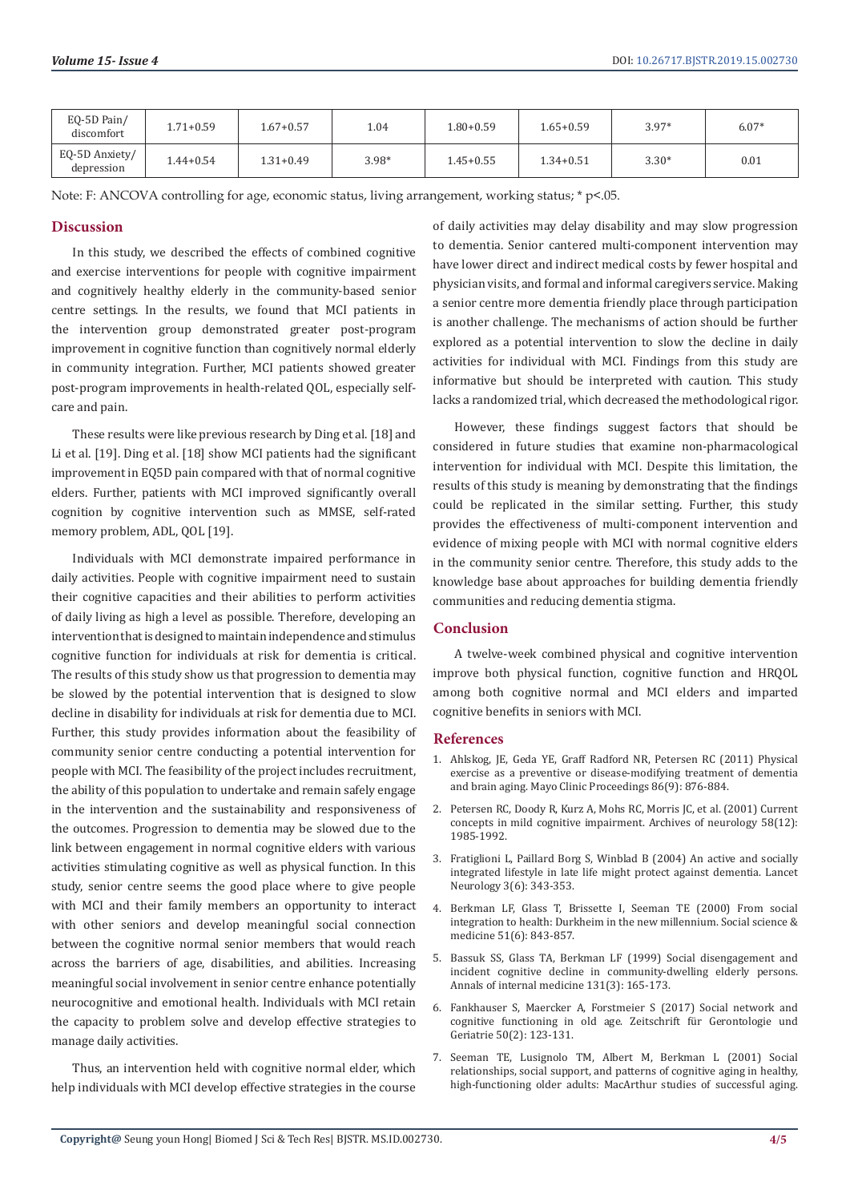| EQ-5D Pain/ discomfort | 1.71+0.59 | 1.67+0.57 | 1.04 | 1.80+0.59 | 1.65+0.59 | 3.97* | 6.07* |
|---|---|---|---|---|---|---|---|
| EQ-5D Anxiety/ depression | 1.44+0.54 | 1.31+0.49 | 3.98* | 1.45+0.55 | 1.34+0.51 | 3.30* | 0.01 |

Note: F: ANCOVA controlling for age, economic status, living arrangement, working status; * p<.05.

## Discussion

In this study, we described the effects of combined cognitive and exercise interventions for people with cognitive impairment and cognitively healthy elderly in the community-based senior centre settings. In the results, we found that MCI patients in the intervention group demonstrated greater post-program improvement in cognitive function than cognitively normal elderly in community integration. Further, MCI patients showed greater post-program improvements in health-related QOL, especially self-care and pain.

These results were like previous research by Ding et al. [18] and Li et al. [19]. Ding et al. [18] show MCI patients had the significant improvement in EQ5D pain compared with that of normal cognitive elders. Further, patients with MCI improved significantly overall cognition by cognitive intervention such as MMSE, self-rated memory problem, ADL, QOL [19].

Individuals with MCI demonstrate impaired performance in daily activities. People with cognitive impairment need to sustain their cognitive capacities and their abilities to perform activities of daily living as high a level as possible. Therefore, developing an intervention that is designed to maintain independence and stimulus cognitive function for individuals at risk for dementia is critical. The results of this study show us that progression to dementia may be slowed by the potential intervention that is designed to slow decline in disability for individuals at risk for dementia due to MCI. Further, this study provides information about the feasibility of community senior centre conducting a potential intervention for people with MCI. The feasibility of the project includes recruitment, the ability of this population to undertake and remain safely engage in the intervention and the sustainability and responsiveness of the outcomes. Progression to dementia may be slowed due to the link between engagement in normal cognitive elders with various activities stimulating cognitive as well as physical function. In this study, senior centre seems the good place where to give people with MCI and their family members an opportunity to interact with other seniors and develop meaningful social connection between the cognitive normal senior members that would reach across the barriers of age, disabilities, and abilities. Increasing meaningful social involvement in senior centre enhance potentially neurocognitive and emotional health. Individuals with MCI retain the capacity to problem solve and develop effective strategies to manage daily activities.

Thus, an intervention held with cognitive normal elder, which help individuals with MCI develop effective strategies in the course of daily activities may delay disability and may slow progression to dementia. Senior cantered multi-component intervention may have lower direct and indirect medical costs by fewer hospital and physician visits, and formal and informal caregivers service. Making a senior centre more dementia friendly place through participation is another challenge. The mechanisms of action should be further explored as a potential intervention to slow the decline in daily activities for individual with MCI. Findings from this study are informative but should be interpreted with caution. This study lacks a randomized trial, which decreased the methodological rigor.

However, these findings suggest factors that should be considered in future studies that examine non-pharmacological intervention for individual with MCI. Despite this limitation, the results of this study is meaning by demonstrating that the findings could be replicated in the similar setting. Further, this study provides the effectiveness of multi-component intervention and evidence of mixing people with MCI with normal cognitive elders in the community senior centre. Therefore, this study adds to the knowledge base about approaches for building dementia friendly communities and reducing dementia stigma.

## Conclusion

A twelve-week combined physical and cognitive intervention improve both physical function, cognitive function and HRQOL among both cognitive normal and MCI elders and imparted cognitive benefits in seniors with MCI.

## References

1. Ahlskog, JE, Geda YE, Graff Radford NR, Petersen RC (2011) Physical exercise as a preventive or disease-modifying treatment of dementia and brain aging. Mayo Clinic Proceedings 86(9): 876-884.
2. Petersen RC, Doody R, Kurz A, Mohs RC, Morris JC, et al. (2001) Current concepts in mild cognitive impairment. Archives of neurology 58(12): 1985-1992.
3. Fratiglioni L, Paillard Borg S, Winblad B (2004) An active and socially integrated lifestyle in late life might protect against dementia. Lancet Neurology 3(6): 343-353.
4. Berkman LF, Glass T, Brissette I, Seeman TE (2000) From social integration to health: Durkheim in the new millennium. Social science & medicine 51(6): 843-857.
5. Bassuk SS, Glass TA, Berkman LF (1999) Social disengagement and incident cognitive decline in community-dwelling elderly persons. Annals of internal medicine 131(3): 165-173.
6. Fankhauser S, Maercker A, Forstmeier S (2017) Social network and cognitive functioning in old age. Zeitschrift für Gerontologie und Geriatrie 50(2): 123-131.
7. Seeman TE, Lusignolo TM, Albert M, Berkman L (2001) Social relationships, social support, and patterns of cognitive aging in healthy, high-functioning older adults: MacArthur studies of successful aging.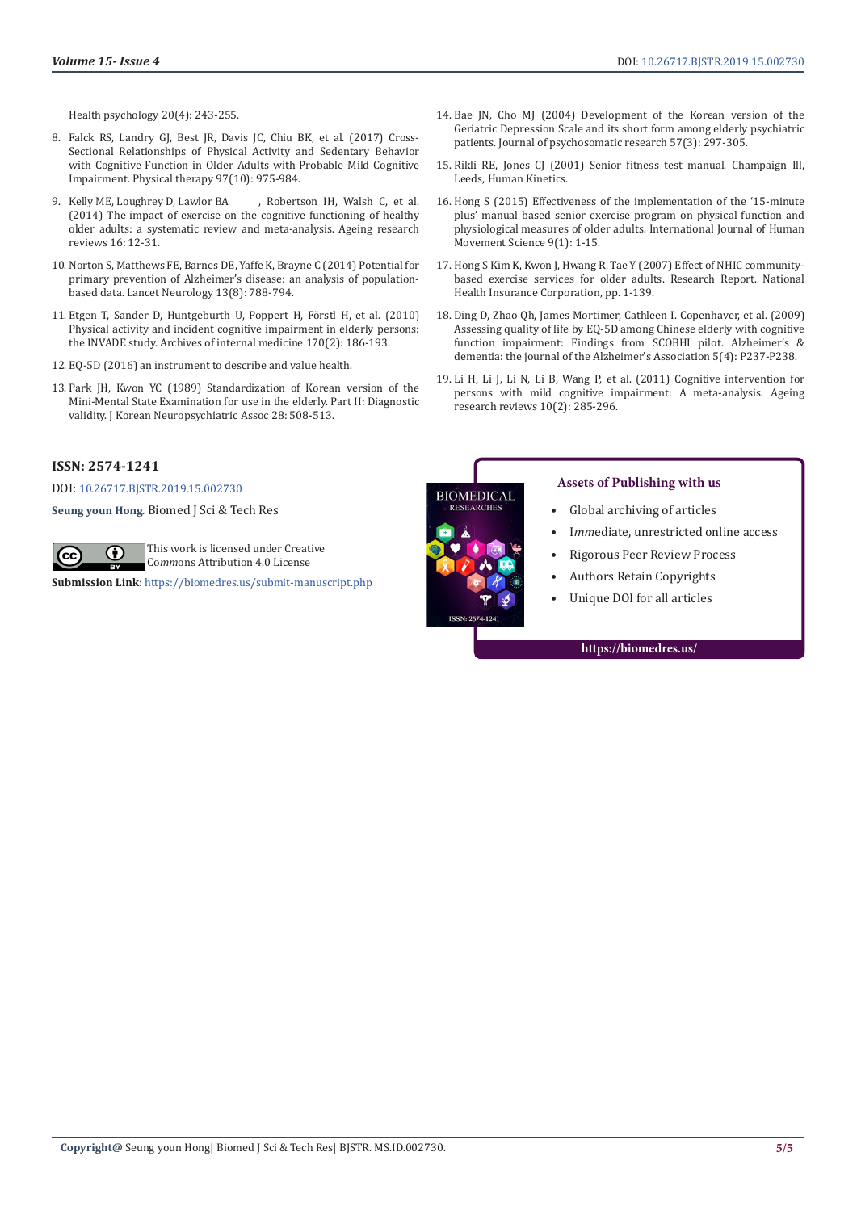Health psychology 20(4): 243-255.

8. Falck RS, Landry GJ, Best JR, Davis JC, Chiu BK, et al. (2017) Cross-Sectional Relationships of Physical Activity and Sedentary Behavior with Cognitive Function in Older Adults with Probable Mild Cognitive Impairment. Physical therapy 97(10): 975-984.
9. Kelly ME, Loughrey D, Lawlor BA , Robertson IH, Walsh C, et al. (2014) The impact of exercise on the cognitive functioning of healthy older adults: a systematic review and meta-analysis. Ageing research reviews 16: 12-31.
10. Norton S, Matthews FE, Barnes DE, Yaffe K, Brayne C (2014) Potential for primary prevention of Alzheimer's disease: an analysis of population-based data. Lancet Neurology 13(8): 788-794.
11. Etgen T, Sander D, Huntgeburth U, Poppert H, Förstl H, et al. (2010) Physical activity and incident cognitive impairment in elderly persons: the INVADE study. Archives of internal medicine 170(2): 186-193.
12. EQ-5D (2016) an instrument to describe and value health.
13. Park JH, Kwon YC (1989) Standardization of Korean version of the Mini-Mental State Examination for use in the elderly. Part II: Diagnostic validity. J Korean Neuropsychiatric Assoc 28: 508-513.
14. Bae JN, Cho MJ (2004) Development of the Korean version of the Geriatric Depression Scale and its short form among elderly psychiatric patients. Journal of psychosomatic research 57(3): 297-305.
15. Rikli RE, Jones CJ (2001) Senior fitness test manual. Champaign Ill, Leeds, Human Kinetics.
16. Hong S (2015) Effectiveness of the implementation of the '15-minute plus' manual based senior exercise program on physical function and physiological measures of older adults. International Journal of Human Movement Science 9(1): 1-15.
17. Hong S Kim K, Kwon J, Hwang R, Tae Y (2007) Effect of NHIC community-based exercise services for older adults. Research Report. National Health Insurance Corporation, pp. 1-139.
18. Ding D, Zhao Qh, James Mortimer, Cathleen I. Copenhaver, et al. (2009) Assessing quality of life by EQ-5D among Chinese elderly with cognitive function impairment: Findings from SCOBHI pilot. Alzheimer's & dementia: the journal of the Alzheimer's Association 5(4): P237-P238.
19. Li H, Li J, Li N, Li B, Wang P, et al. (2011) Cognitive intervention for persons with mild cognitive impairment: A meta-analysis. Ageing research reviews 10(2): 285-296.

**ISSN: 2574-1241**

DOI: 10.26717.BJSTR.2019.15.002730

**Seung youn Hong**. Biomed J Sci & Tech Res

This work is licensed under Creative Commons Attribution 4.0 License

**Submission Link**: https://biomedres.us/submit-manuscript.php

**Assets of Publishing with us**

- Global archiving of articles
- Immediate, unrestricted online access
- Rigorous Peer Review Process
- Authors Retain Copyrights
- Unique DOI for all articles

**https://biomedres.us/**